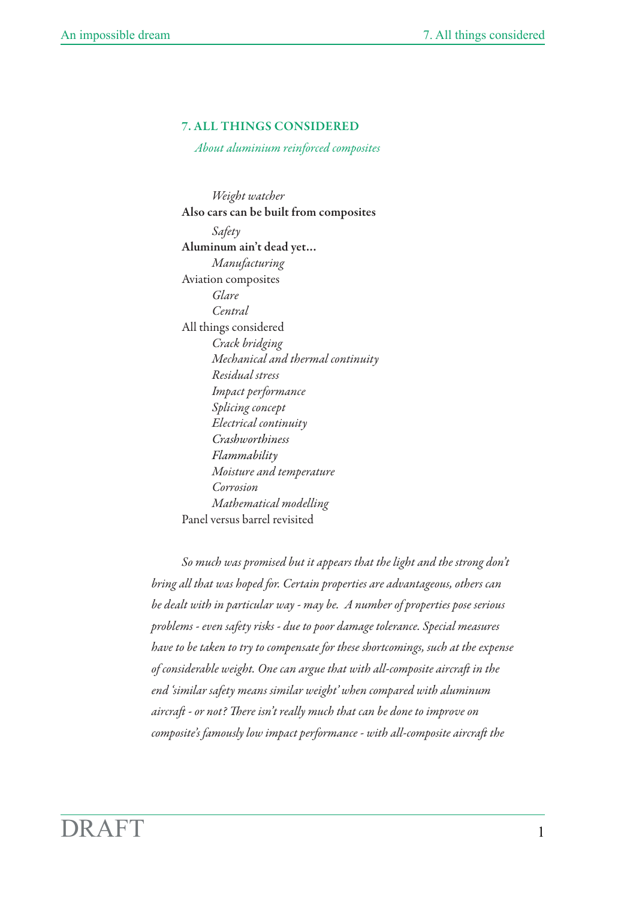## 7. ALL THINGS CONSIDERED

*About aluminium reinforced composites*

*Weight watcher*

**Also cars can be built from composites**

*Safety*

**Aluminum ain't dead yet...**

*Manufacturing*

Aviation composites

*Glare*

*Central*

All things considered

*Crack bridging*

*Mechanical and thermal continuity*

*Residual stress*

*Impact performance*

*Splicing concept*

*Electrical continuity*

*Crashworthiness*

*Flammability*

*Moisture and temperature*

*Corrosion*

*Mathematical modelling*

Panel versus barrel revisited

*So much was promised but it appears that the light and the strong don't bring all that was hoped for. Certain properties are advantageous, others can be dealt with in particular way - may be. A number of properties pose serious problems - even safety risks - due to poor damage tolerance. Special measures have to be taken to try to compensate for these shortcomings, such at the expense of considerable weight. One can argue that with all-composite aircraft in the end 'similar safety means similar weight' when compared with aluminum aircraft - or not? There isn't really much that can be done to improve on composite's famously low impact performance - with all-composite aircraft the*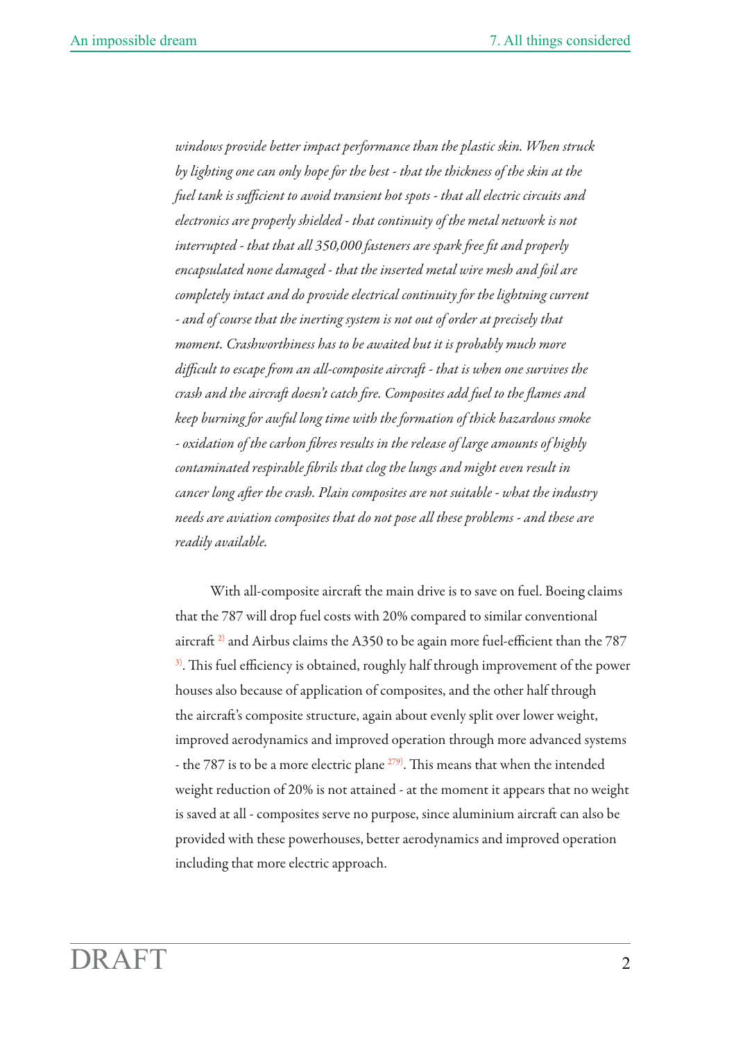*windows provide better impact performance than the plastic skin. When struck by lighting one can only hope for the best - that the thickness of the skin at the fuel tank is sufficient to avoid transient hot spots - that all electric circuits and electronics are properly shielded - that continuity of the metal network is not interrupted - that that all 350,000 fasteners are spark free fit and properly encapsulated none damaged - that the inserted metal wire mesh and foil are completely intact and do provide electrical continuity for the lightning current - and of course that the inerting system is not out of order at precisely that moment. Crashworthiness has to be awaited but it is probably much more difficult to escape from an all-composite aircraft - that is when one survives the crash and the aircraft doesn't catch fire. Composites add fuel to the flames and keep burning for awful long time with the formation of thick hazardous smoke - oxidation of the carbon fibres results in the release of large amounts of highly contaminated respirable fibrils that clog the lungs and might even result in cancer long after the crash. Plain composites are not suitable - what the industry needs are aviation composites that do not pose all these problems - and these are readily available.*

With all-composite aircraft the main drive is to save on fuel. Boeing claims that the 787 will drop fuel costs with 20% compared to similar conventional aircraft [2)] and Airbus claims the A350 to be again more fuel-efficient than the 787 [3)]. This fuel efficiency is obtained, roughly half through improvement of the power houses also because of application of composites, and the other half through the aircraft's composite structure, again about evenly split over lower weight, improved aerodynamics and improved operation through more advanced systems - the 787 is to be a more electric plane [279)]. This means that when the intended weight reduction of 20% is not attained - at the moment it appears that no weight is saved at all - composites serve no purpose, since aluminium aircraft can also be provided with these powerhouses, better aerodynamics and improved operation including that more electric approach.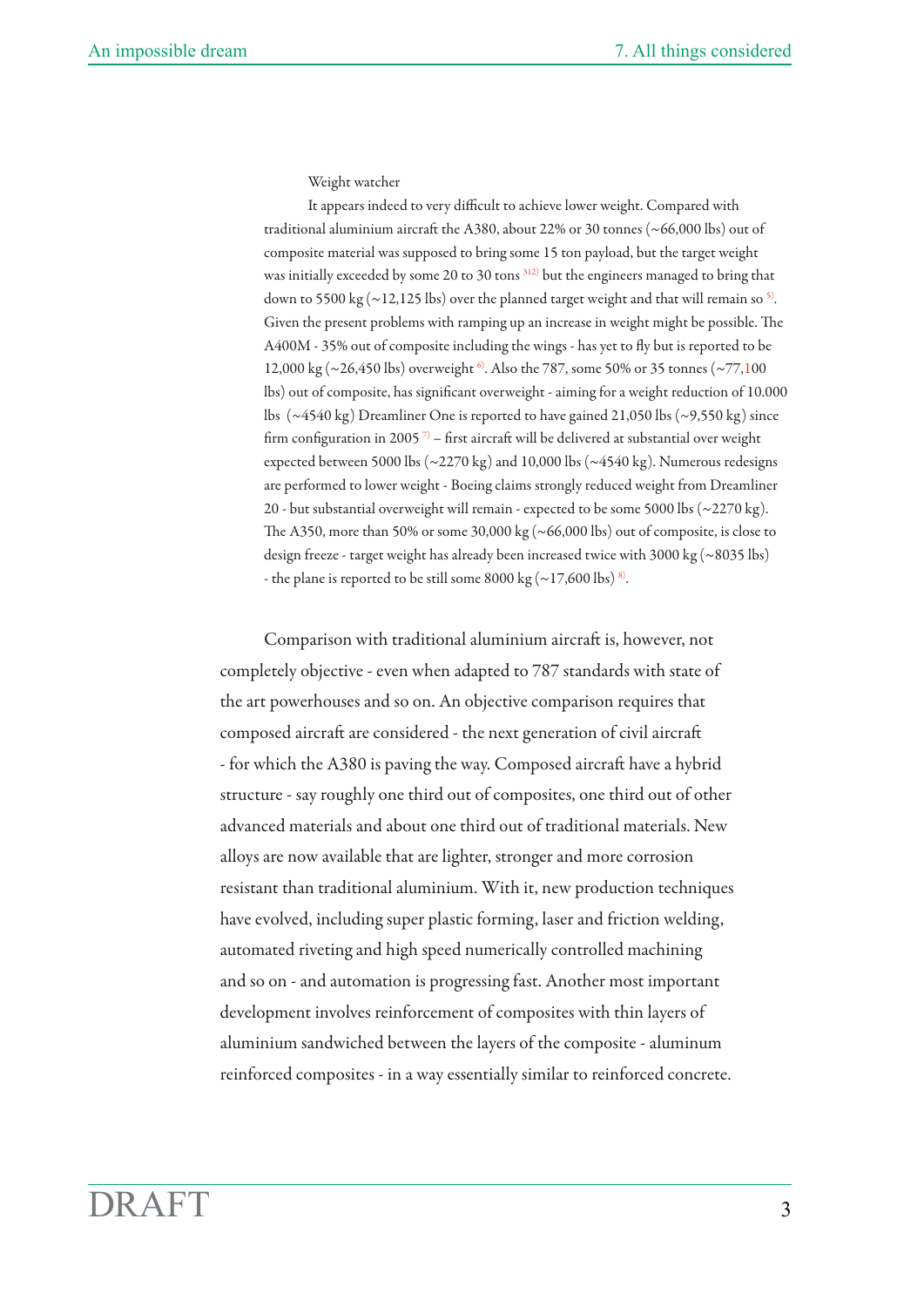Weight watcher

It appears indeed to very difficult to achieve lower weight. Compared with traditional aluminium aircraft the A380, about 22% or 30 tonnes (~66,000 lbs) out of composite material was supposed to bring some 15 ton payload, but the target weight was initially exceeded by some 20 to 30 tons [3,12] but the engineers managed to bring that down to 5500 kg (~12,125 lbs) over the planned target weight and that will remain so [5]. Given the present problems with ramping up an increase in weight might be possible. The A400M - 35% out of composite including the wings - has yet to fly but is reported to be 12,000 kg (~26,450 lbs) overweight [6]. Also the 787, some 50% or 35 tonnes (~77,100 lbs) out of composite, has significant overweight - aiming for a weight reduction of 10.000 lbs (~4540 kg) Dreamliner One is reported to have gained 21,050 lbs (~9,550 kg) since firm configuration in 2005 [7] – first aircraft will be delivered at substantial over weight expected between 5000 lbs (~2270 kg) and 10,000 lbs (~4540 kg). Numerous redesigns are performed to lower weight - Boeing claims strongly reduced weight from Dreamliner 20 - but substantial overweight will remain - expected to be some 5000 lbs (~2270 kg). The A350, more than 50% or some 30,000 kg (~66,000 lbs) out of composite, is close to design freeze - target weight has already been increased twice with 3000 kg (~8035 lbs) - the plane is reported to be still some 8000 kg (~17,600 lbs) [8].

Comparison with traditional aluminium aircraft is, however, not completely objective - even when adapted to 787 standards with state of the art powerhouses and so on. An objective comparison requires that composed aircraft are considered - the next generation of civil aircraft - for which the A380 is paving the way. Composed aircraft have a hybrid structure - say roughly one third out of composites, one third out of other advanced materials and about one third out of traditional materials. New alloys are now available that are lighter, stronger and more corrosion resistant than traditional aluminium. With it, new production techniques have evolved, including super plastic forming, laser and friction welding, automated riveting and high speed numerically controlled machining and so on - and automation is progressing fast. Another most important development involves reinforcement of composites with thin layers of aluminium sandwiched between the layers of the composite - aluminum reinforced composites - in a way essentially similar to reinforced concrete.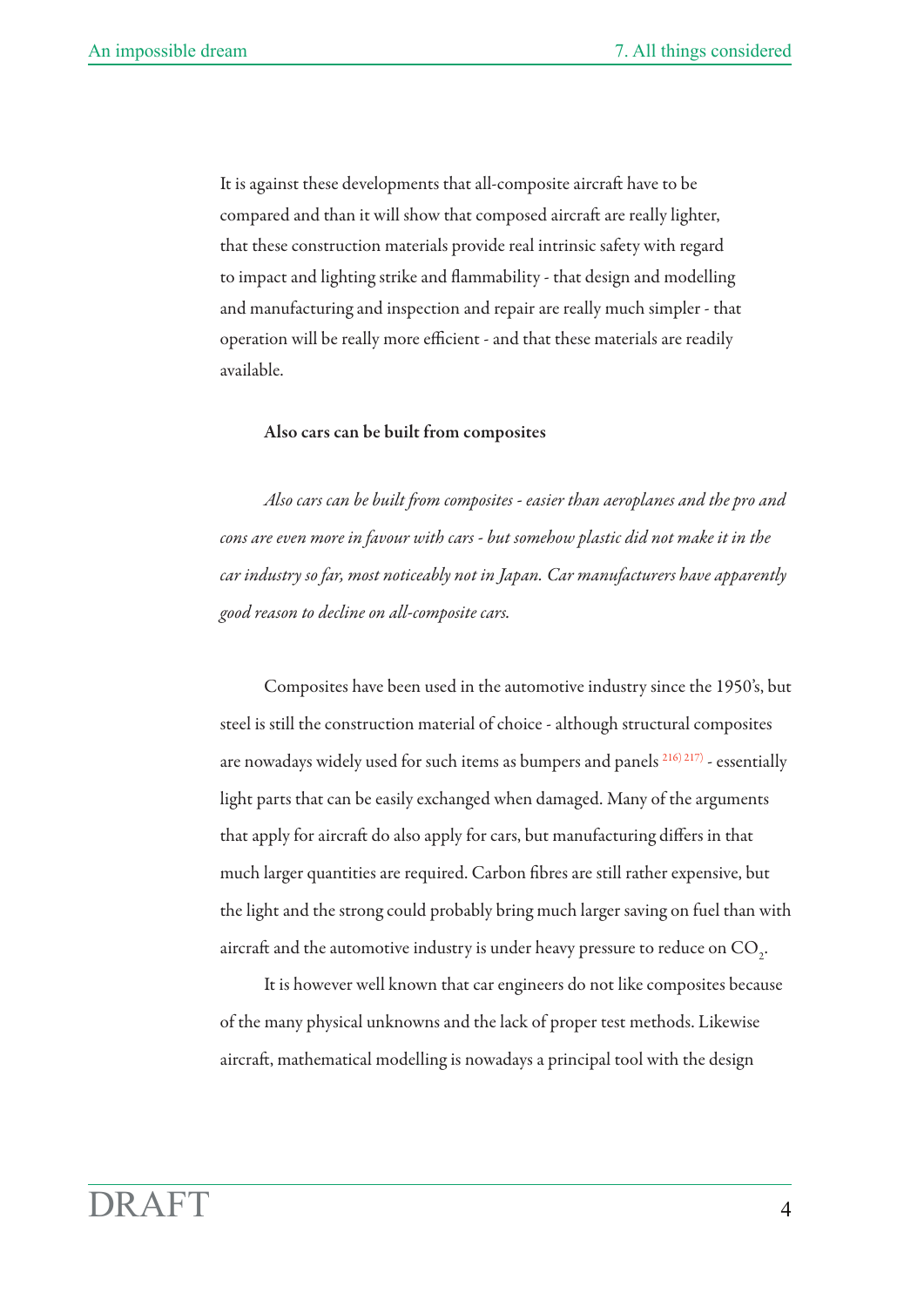It is against these developments that all-composite aircraft have to be compared and than it will show that composed aircraft are really lighter, that these construction materials provide real intrinsic safety with regard to impact and lighting strike and flammability - that design and modelling and manufacturing and inspection and repair are really much simpler - that operation will be really more efficient - and that these materials are readily available.

### Also cars can be built from composites

*Also cars can be built from composites - easier than aeroplanes and the pro and cons are even more in favour with cars - but somehow plastic did not make it in the car industry so far, most noticeably not in Japan. Car manufacturers have apparently good reason to decline on all-composite cars.*

Composites have been used in the automotive industry since the 1950's, but steel is still the construction material of choice - although structural composites are nowadays widely used for such items as bumpers and panels [216) 217)] - essentially light parts that can be easily exchanged when damaged. Many of the arguments that apply for aircraft do also apply for cars, but manufacturing differs in that much larger quantities are required. Carbon fibres are still rather expensive, but the light and the strong could probably bring much larger saving on fuel than with aircraft and the automotive industry is under heavy pressure to reduce on $CO_2$.

It is however well known that car engineers do not like composites because of the many physical unknowns and the lack of proper test methods. Likewise aircraft, mathematical modelling is nowadays a principal tool with the design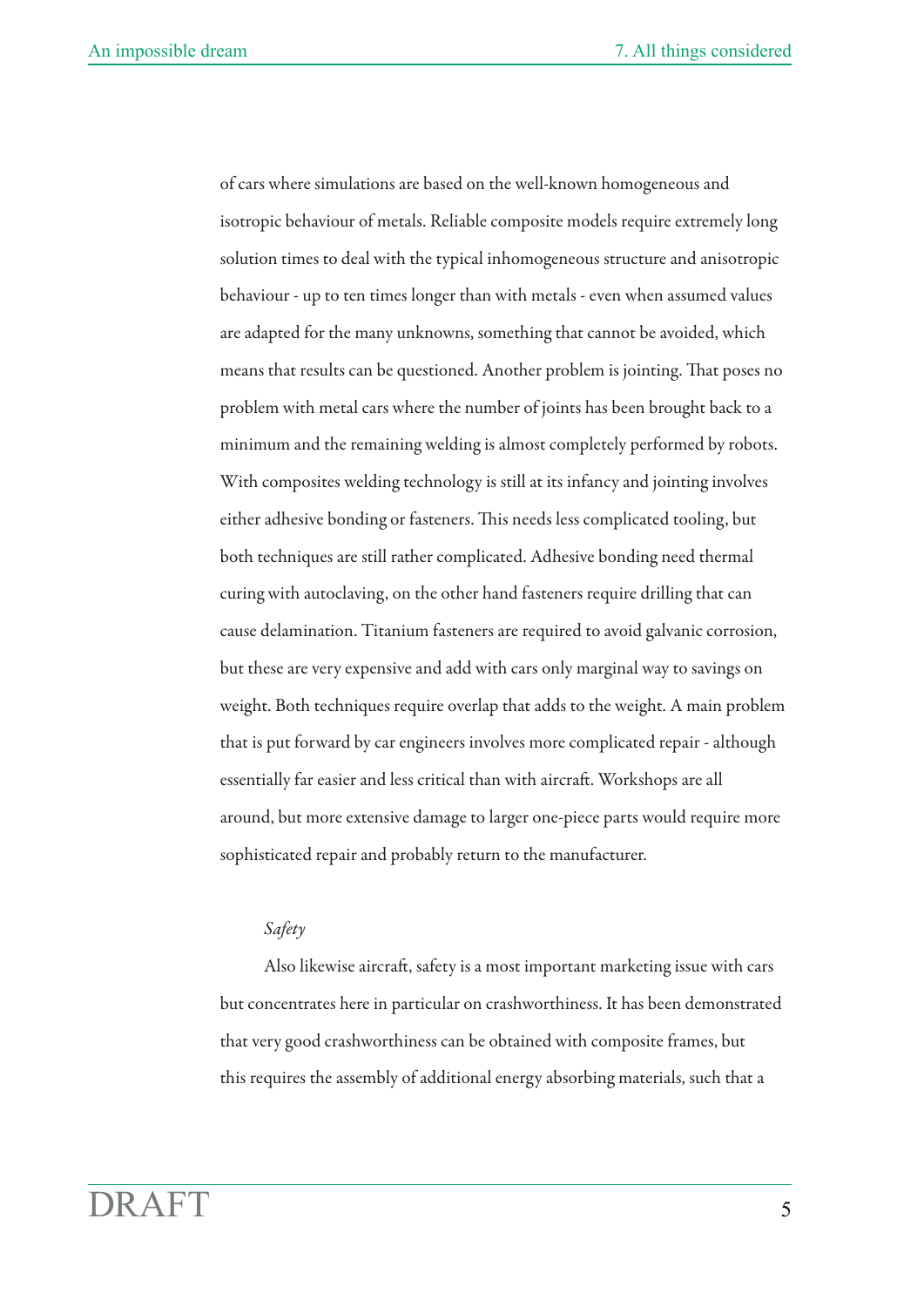of cars where simulations are based on the well-known homogeneous and isotropic behaviour of metals. Reliable composite models require extremely long solution times to deal with the typical inhomogeneous structure and anisotropic behaviour - up to ten times longer than with metals - even when assumed values are adapted for the many unknowns, something that cannot be avoided, which means that results can be questioned. Another problem is jointing. That poses no problem with metal cars where the number of joints has been brought back to a minimum and the remaining welding is almost completely performed by robots. With composites welding technology is still at its infancy and jointing involves either adhesive bonding or fasteners. This needs less complicated tooling, but both techniques are still rather complicated. Adhesive bonding need thermal curing with autoclaving, on the other hand fasteners require drilling that can cause delamination. Titanium fasteners are required to avoid galvanic corrosion, but these are very expensive and add with cars only marginal way to savings on weight. Both techniques require overlap that adds to the weight. A main problem that is put forward by car engineers involves more complicated repair - although essentially far easier and less critical than with aircraft. Workshops are all around, but more extensive damage to larger one-piece parts would require more sophisticated repair and probably return to the manufacturer.

*Safety*

Also likewise aircraft, safety is a most important marketing issue with cars but concentrates here in particular on crashworthiness. It has been demonstrated that very good crashworthiness can be obtained with composite frames, but this requires the assembly of additional energy absorbing materials, such that a

DRAFT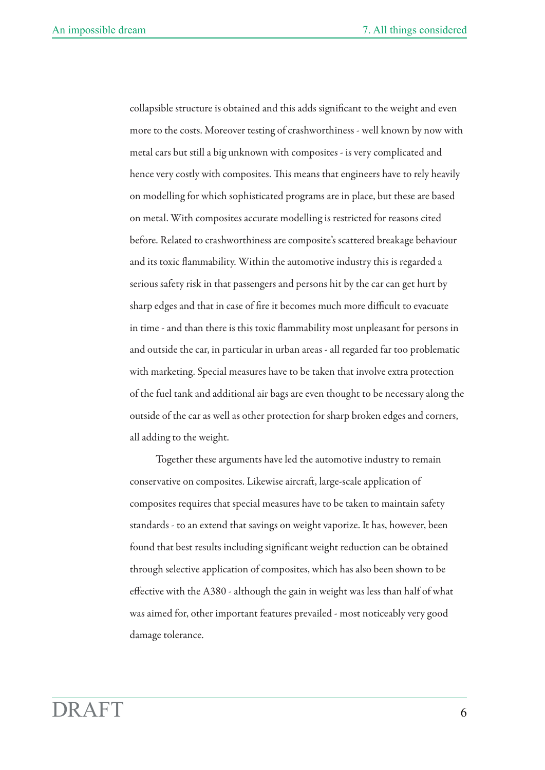collapsible structure is obtained and this adds significant to the weight and even more to the costs. Moreover testing of crashworthiness - well known by now with metal cars but still a big unknown with composites - is very complicated and hence very costly with composites. This means that engineers have to rely heavily on modelling for which sophisticated programs are in place, but these are based on metal. With composites accurate modelling is restricted for reasons cited before. Related to crashworthiness are composite's scattered breakage behaviour and its toxic flammability. Within the automotive industry this is regarded a serious safety risk in that passengers and persons hit by the car can get hurt by sharp edges and that in case of fire it becomes much more difficult to evacuate in time - and than there is this toxic flammability most unpleasant for persons in and outside the car, in particular in urban areas - all regarded far too problematic with marketing. Special measures have to be taken that involve extra protection of the fuel tank and additional air bags are even thought to be necessary along the outside of the car as well as other protection for sharp broken edges and corners, all adding to the weight.

Together these arguments have led the automotive industry to remain conservative on composites. Likewise aircraft, large-scale application of composites requires that special measures have to be taken to maintain safety standards - to an extend that savings on weight vaporize. It has, however, been found that best results including significant weight reduction can be obtained through selective application of composites, which has also been shown to be effective with the A380 - although the gain in weight was less than half of what was aimed for, other important features prevailed - most noticeably very good damage tolerance.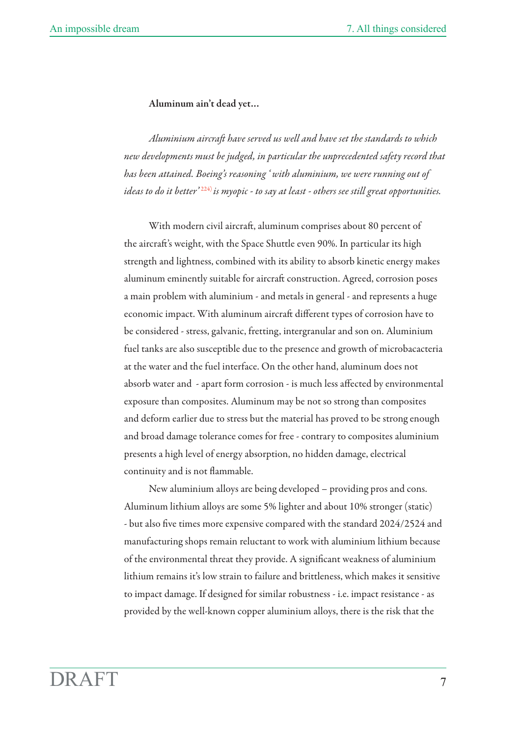**Aluminum ain't dead yet…**

*Aluminium aircraft have served us well and have set the standards to which new developments must be judged, in particular the unprecedented safety record that has been attained. Boeing's reasoning 'with aluminium, we were running out of ideas to do it better'*[224)] *is myopic - to say at least - others see still great opportunities.*

With modern civil aircraft, aluminum comprises about 80 percent of the aircraft's weight, with the Space Shuttle even 90%. In particular its high strength and lightness, combined with its ability to absorb kinetic energy makes aluminum eminently suitable for aircraft construction. Agreed, corrosion poses a main problem with aluminium - and metals in general - and represents a huge economic impact. With aluminum aircraft different types of corrosion have to be considered - stress, galvanic, fretting, intergranular and son on. Aluminium fuel tanks are also susceptible due to the presence and growth of microbacacteria at the water and the fuel interface. On the other hand, aluminum does not absorb water and - apart form corrosion - is much less affected by environmental exposure than composites. Aluminum may be not so strong than composites and deform earlier due to stress but the material has proved to be strong enough and broad damage tolerance comes for free - contrary to composites aluminium presents a high level of energy absorption, no hidden damage, electrical continuity and is not flammable.

New aluminium alloys are being developed – providing pros and cons. Aluminum lithium alloys are some 5% lighter and about 10% stronger (static) - but also five times more expensive compared with the standard 2024/2524 and manufacturing shops remain reluctant to work with aluminium lithium because of the environmental threat they provide. A significant weakness of aluminium lithium remains it's low strain to failure and brittleness, which makes it sensitive to impact damage. If designed for similar robustness - i.e. impact resistance - as provided by the well-known copper aluminium alloys, there is the risk that the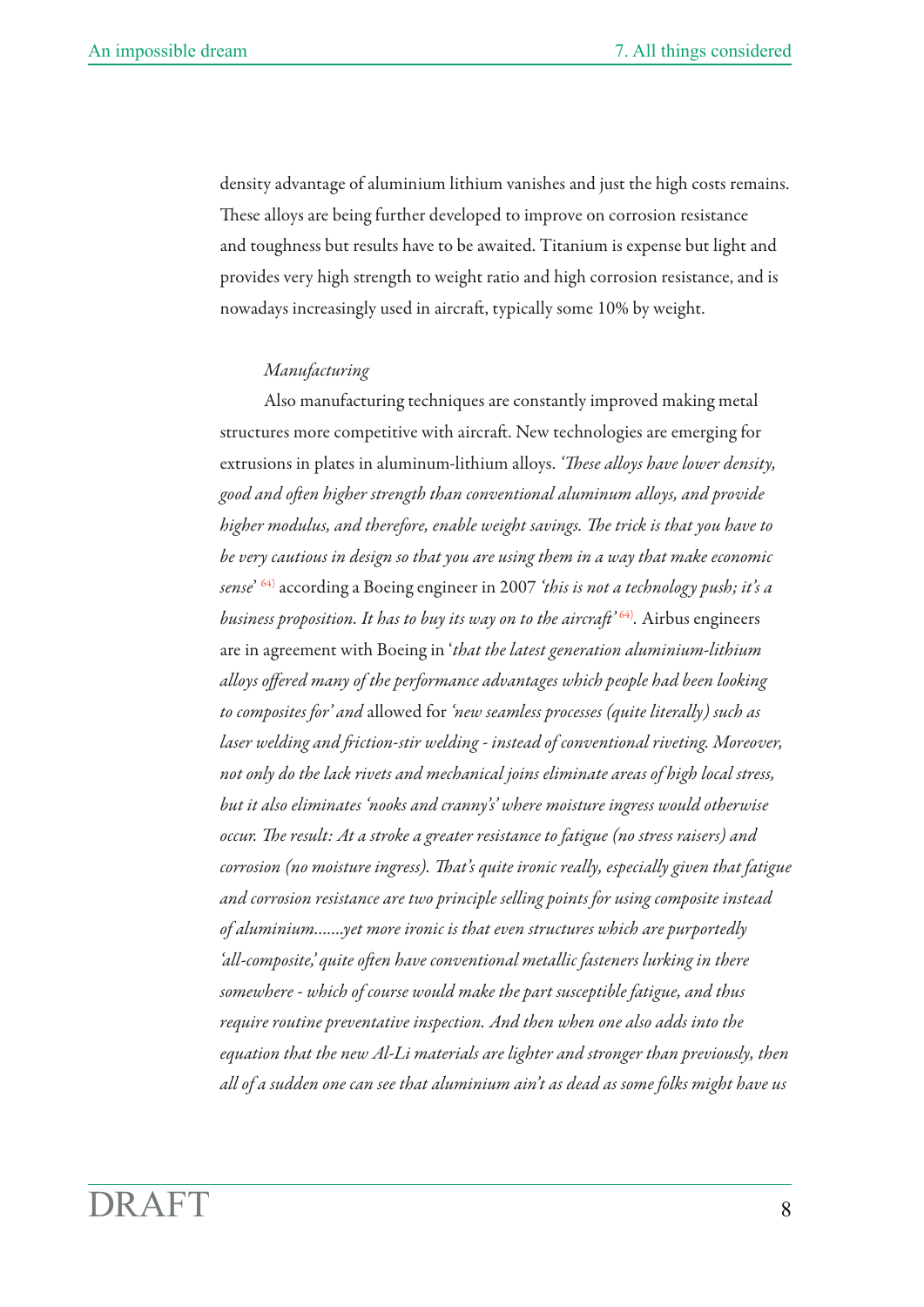density advantage of aluminium lithium vanishes and just the high costs remains. These alloys are being further developed to improve on corrosion resistance and toughness but results have to be awaited. Titanium is expense but light and provides very high strength to weight ratio and high corrosion resistance, and is nowadays increasingly used in aircraft, typically some 10% by weight.

*Manufacturing*

Also manufacturing techniques are constantly improved making metal structures more competitive with aircraft. New technologies are emerging for extrusions in plates in aluminum-lithium alloys. *'These alloys have lower density, good and often higher strength than conventional aluminum alloys, and provide higher modulus, and therefore, enable weight savings. The trick is that you have to be very cautious in design so that you are using them in a way that make economic sense'* [64] according a Boeing engineer in 2007 *'this is not a technology push; it's a business proposition. It has to buy its way on to the aircraft'* [64]. Airbus engineers are in agreement with Boeing in '*that the latest generation aluminium-lithium alloys offered many of the performance advantages which people had been looking to composites for' and* allowed for *'new seamless processes (quite literally) such as laser welding and friction-stir welding - instead of conventional riveting. Moreover, not only do the lack rivets and mechanical joins eliminate areas of high local stress, but it also eliminates 'nooks and cranny's' where moisture ingress would otherwise occur. The result: At a stroke a greater resistance to fatigue (no stress raisers) and corrosion (no moisture ingress). That's quite ironic really, especially given that fatigue and corrosion resistance are two principle selling points for using composite instead of aluminium.......yet more ironic is that even structures which are purportedly 'all-composite,' quite often have conventional metallic fasteners lurking in there somewhere - which of course would make the part susceptible fatigue, and thus require routine preventative inspection. And then when one also adds into the equation that the new Al-Li materials are lighter and stronger than previously, then all of a sudden one can see that aluminium ain't as dead as some folks might have us*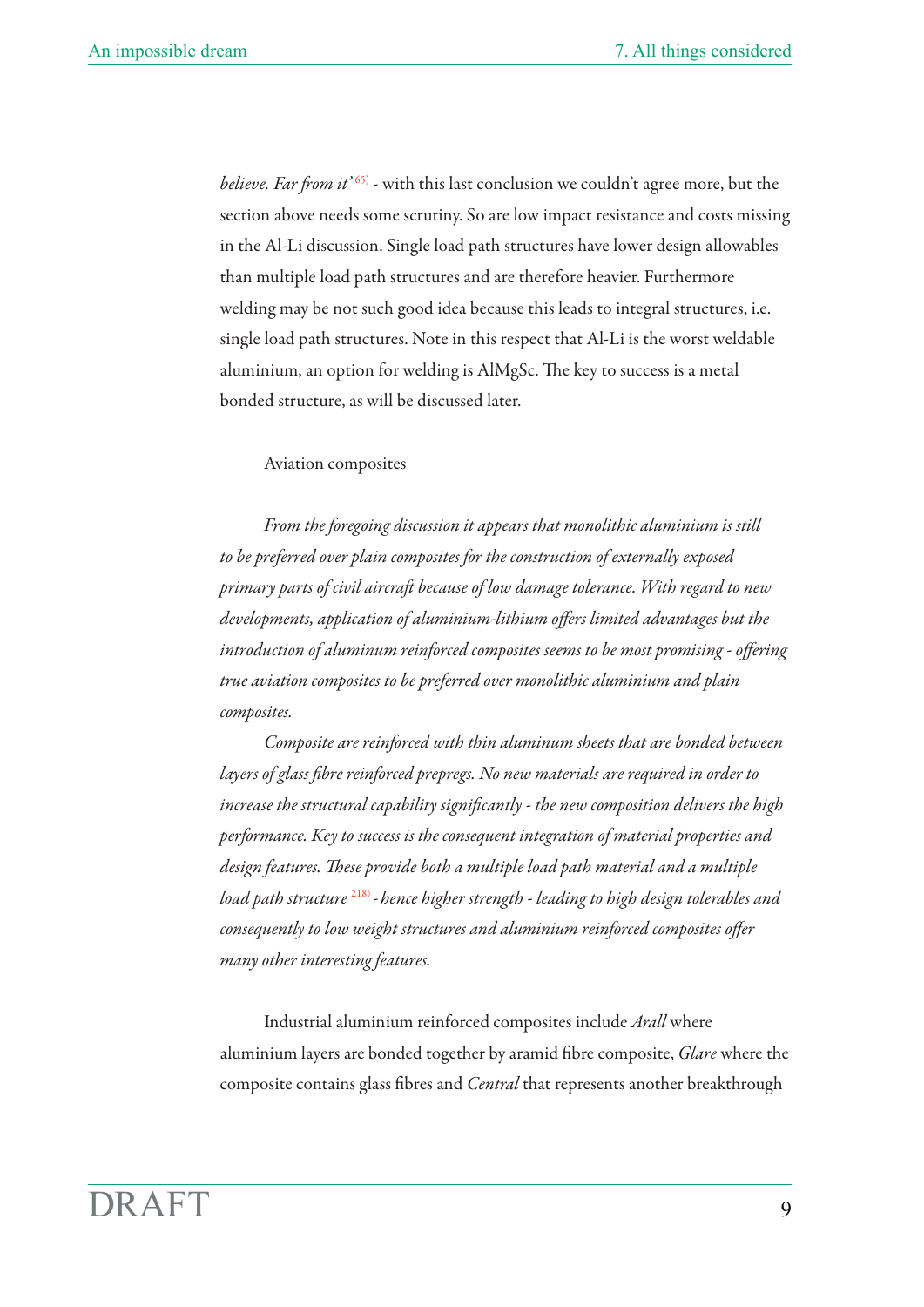*believe. Far from it'* [65] - with this last conclusion we couldn't agree more, but the section above needs some scrutiny. So are low impact resistance and costs missing in the Al-Li discussion. Single load path structures have lower design allowables than multiple load path structures and are therefore heavier. Furthermore welding may be not such good idea because this leads to integral structures, i.e. single load path structures. Note in this respect that Al-Li is the worst weldable aluminium, an option for welding is AlMgSc. The key to success is a metal bonded structure, as will be discussed later.

## Aviation composites

*From the foregoing discussion it appears that monolithic aluminium is still to be preferred over plain composites for the construction of externally exposed primary parts of civil aircraft because of low damage tolerance. With regard to new developments, application of aluminium-lithium offers limited advantages but the introduction of aluminum reinforced composites seems to be most promising - offering true aviation composites to be preferred over monolithic aluminium and plain composites.*

*Composite are reinforced with thin aluminum sheets that are bonded between layers of glass fibre reinforced prepregs. No new materials are required in order to increase the structural capability significantly - the new composition delivers the high performance. Key to success is the consequent integration of material properties and design features. These provide both a multiple load path material and a multiple load path structure* [218] *- hence higher strength - leading to high design tolerables and consequently to low weight structures and aluminium reinforced composites offer many other interesting features.*

Industrial aluminium reinforced composites include *Arall* where aluminium layers are bonded together by aramid fibre composite, *Glare* where the composite contains glass fibres and *Central* that represents another breakthrough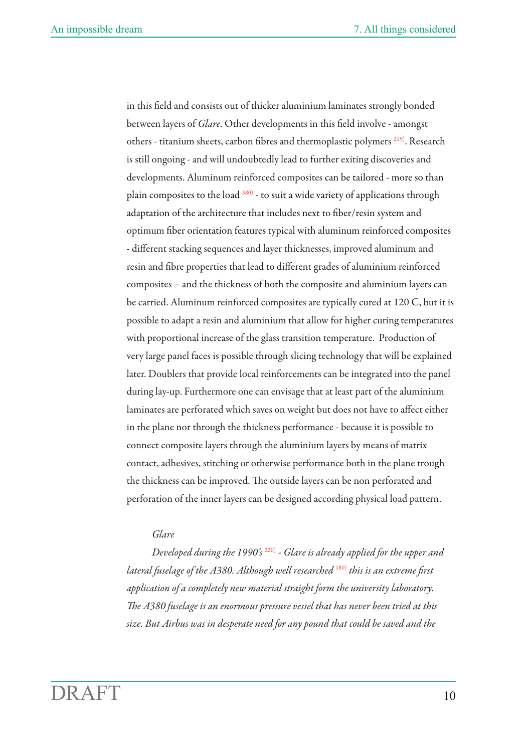in this field and consists out of thicker aluminium laminates strongly bonded between layers of *Glare*. Other developments in this field involve - amongst others - titanium sheets, carbon fibres and thermoplastic polymers [219]. Research is still ongoing - and will undoubtedly lead to further exiting discoveries and developments. Aluminum reinforced composites can be tailored - more so than plain composites to the load [380] - to suit a wide variety of applications through adaptation of the architecture that includes next to fiber/resin system and optimum fiber orientation features typical with aluminum reinforced composites - different stacking sequences and layer thicknesses, improved aluminum and resin and fibre properties that lead to different grades of aluminium reinforced composites – and the thickness of both the composite and aluminium layers can be carried. Aluminum reinforced composites are typically cured at 120 C, but it is possible to adapt a resin and aluminium that allow for higher curing temperatures with proportional increase of the glass transition temperature. Production of very large panel faces is possible through slicing technology that will be explained later. Doublers that provide local reinforcements can be integrated into the panel during lay-up. Furthermore one can envisage that at least part of the aluminium laminates are perforated which saves on weight but does not have to affect either in the plane nor through the thickness performance - because it is possible to connect composite layers through the aluminium layers by means of matrix contact, adhesives, stitching or otherwise performance both in the plane trough the thickness can be improved. The outside layers can be non perforated and perforation of the inner layers can be designed according physical load pattern.

*Glare*

*Developed during the 1990's* [220] *- Glare is already applied for the upper and lateral fuselage of the A380. Although well researched* [180] *this is an extreme first application of a completely new material straight form the university laboratory. The A380 fuselage is an enormous pressure vessel that has never been tried at this size. But Airbus was in desperate need for any pound that could be saved and the*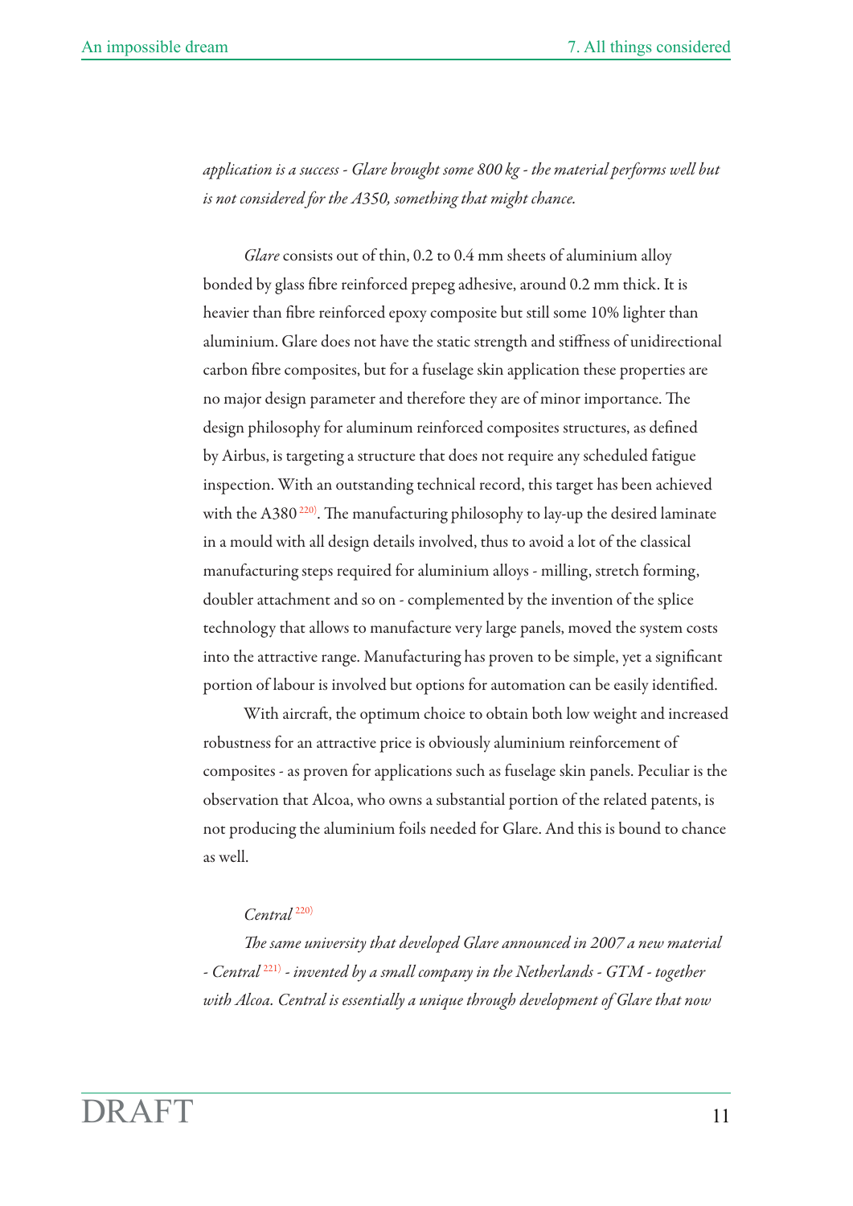*application is a success - Glare brought some 800 kg - the material performs well but is not considered for the A350, something that might chance.*

*Glare* consists out of thin, 0.2 to 0.4 mm sheets of aluminium alloy bonded by glass fibre reinforced prepeg adhesive, around 0.2 mm thick. It is heavier than fibre reinforced epoxy composite but still some 10% lighter than aluminium. Glare does not have the static strength and stiffness of unidirectional carbon fibre composites, but for a fuselage skin application these properties are no major design parameter and therefore they are of minor importance. The design philosophy for aluminum reinforced composites structures, as defined by Airbus, is targeting a structure that does not require any scheduled fatigue inspection. With an outstanding technical record, this target has been achieved with the A380 [220]. The manufacturing philosophy to lay-up the desired laminate in a mould with all design details involved, thus to avoid a lot of the classical manufacturing steps required for aluminium alloys - milling, stretch forming, doubler attachment and so on - complemented by the invention of the splice technology that allows to manufacture very large panels, moved the system costs into the attractive range. Manufacturing has proven to be simple, yet a significant portion of labour is involved but options for automation can be easily identified.

With aircraft, the optimum choice to obtain both low weight and increased robustness for an attractive price is obviously aluminium reinforcement of composites - as proven for applications such as fuselage skin panels. Peculiar is the observation that Alcoa, who owns a substantial portion of the related patents, is not producing the aluminium foils needed for Glare. And this is bound to chance as well.

*Central* [220]

*The same university that developed Glare announced in 2007 a new material - Central* [221] *- invented by a small company in the Netherlands - GTM - together with Alcoa. Central is essentially a unique through development of Glare that now*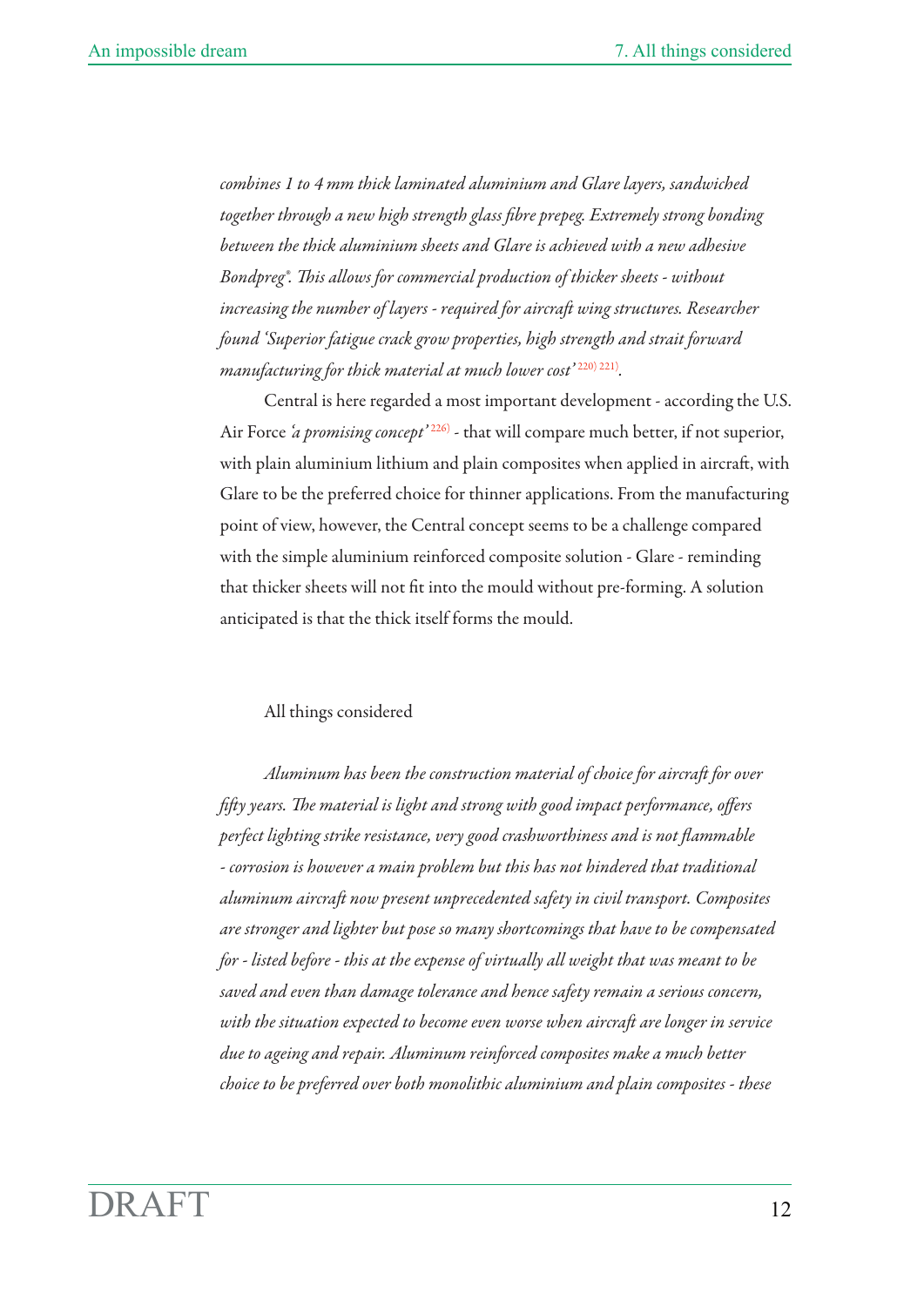*combines 1 to 4 mm thick laminated aluminium and Glare layers, sandwiched together through a new high strength glass fibre prepeg. Extremely strong bonding between the thick aluminium sheets and Glare is achieved with a new adhesive Bondpreg®. This allows for commercial production of thicker sheets - without increasing the number of layers - required for aircraft wing structures. Researcher found 'Superior fatigue crack grow properties, high strength and strait forward manufacturing for thick material at much lower cost'* [220) 221)].

Central is here regarded a most important development - according the U.S. Air Force *'a promising concept'* [226)] - that will compare much better, if not superior, with plain aluminium lithium and plain composites when applied in aircraft, with Glare to be the preferred choice for thinner applications. From the manufacturing point of view, however, the Central concept seems to be a challenge compared with the simple aluminium reinforced composite solution - Glare - reminding that thicker sheets will not fit into the mould without pre-forming. A solution anticipated is that the thick itself forms the mould.

## All things considered

*Aluminum has been the construction material of choice for aircraft for over fifty years. The material is light and strong with good impact performance, offers perfect lighting strike resistance, very good crashworthiness and is not flammable - corrosion is however a main problem but this has not hindered that traditional aluminum aircraft now present unprecedented safety in civil transport. Composites are stronger and lighter but pose so many shortcomings that have to be compensated for - listed before - this at the expense of virtually all weight that was meant to be saved and even than damage tolerance and hence safety remain a serious concern, with the situation expected to become even worse when aircraft are longer in service due to ageing and repair. Aluminum reinforced composites make a much better choice to be preferred over both monolithic aluminium and plain composites - these*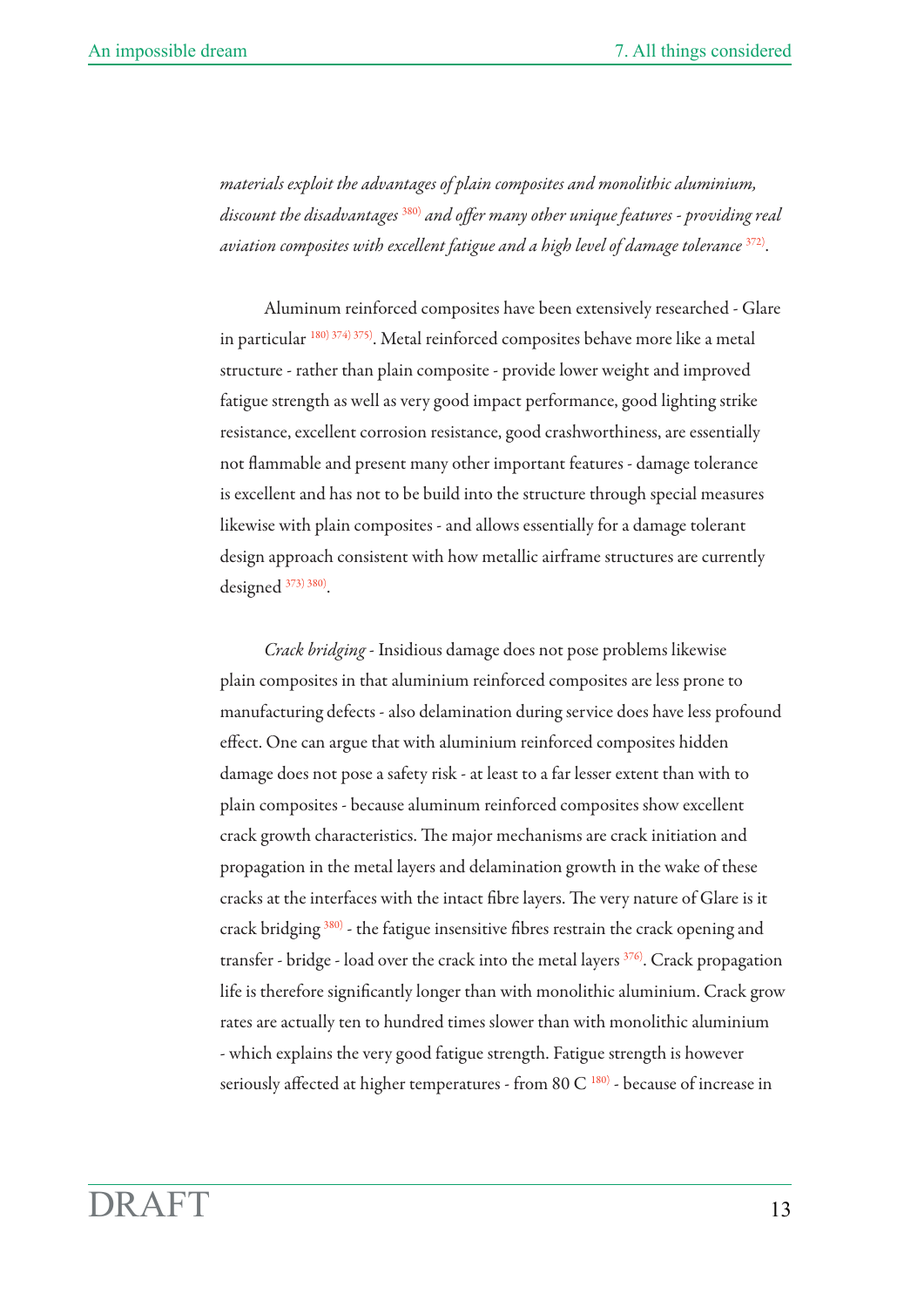*materials exploit the advantages of plain composites and monolithic aluminium, discount the disadvantages* [380] *and offer many other unique features - providing real aviation composites with excellent fatigue and a high level of damage tolerance* [372].

Aluminum reinforced composites have been extensively researched - Glare in particular [180) 374) 375]. Metal reinforced composites behave more like a metal structure - rather than plain composite - provide lower weight and improved fatigue strength as well as very good impact performance, good lighting strike resistance, excellent corrosion resistance, good crashworthiness, are essentially not flammable and present many other important features - damage tolerance is excellent and has not to be build into the structure through special measures likewise with plain composites - and allows essentially for a damage tolerant design approach consistent with how metallic airframe structures are currently designed [373) 380].

*Crack bridging* - Insidious damage does not pose problems likewise plain composites in that aluminium reinforced composites are less prone to manufacturing defects - also delamination during service does have less profound effect. One can argue that with aluminium reinforced composites hidden damage does not pose a safety risk - at least to a far lesser extent than with to plain composites - because aluminum reinforced composites show excellent crack growth characteristics. The major mechanisms are crack initiation and propagation in the metal layers and delamination growth in the wake of these cracks at the interfaces with the intact fibre layers. The very nature of Glare is it crack bridging [380] - the fatigue insensitive fibres restrain the crack opening and transfer - bridge - load over the crack into the metal layers [376]. Crack propagation life is therefore significantly longer than with monolithic aluminium. Crack grow rates are actually ten to hundred times slower than with monolithic aluminium - which explains the very good fatigue strength. Fatigue strength is however seriously affected at higher temperatures - from 80 C [180] - because of increase in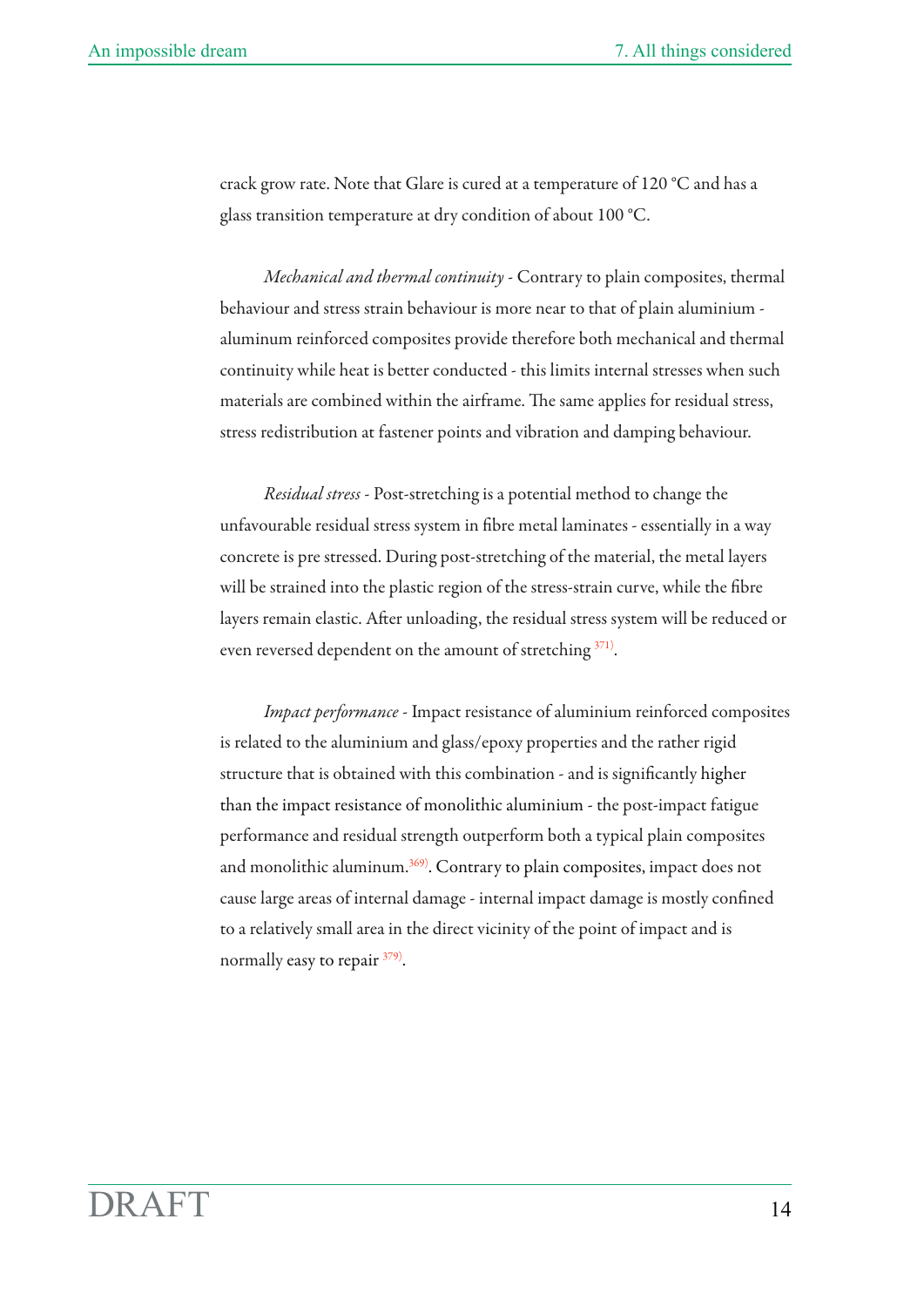crack grow rate. Note that Glare is cured at a temperature of 120 °C and has a glass transition temperature at dry condition of about 100 °C.

*Mechanical and thermal continuity* - Contrary to plain composites, thermal behaviour and stress strain behaviour is more near to that of plain aluminium - aluminum reinforced composites provide therefore both mechanical and thermal continuity while heat is better conducted - this limits internal stresses when such materials are combined within the airframe. The same applies for residual stress, stress redistribution at fastener points and vibration and damping behaviour.

*Residual stress* - Post-stretching is a potential method to change the unfavourable residual stress system in fibre metal laminates - essentially in a way concrete is pre stressed. During post-stretching of the material, the metal layers will be strained into the plastic region of the stress-strain curve, while the fibre layers remain elastic. After unloading, the residual stress system will be reduced or even reversed dependent on the amount of stretching [371)].

*Impact performance* - Impact resistance of aluminium reinforced composites is related to the aluminium and glass/epoxy properties and the rather rigid structure that is obtained with this combination - and is significantly higher than the impact resistance of monolithic aluminium - the post-impact fatigue performance and residual strength outperform both a typical plain composites and monolithic aluminum.[369)]. Contrary to plain composites, impact does not cause large areas of internal damage - internal impact damage is mostly confined to a relatively small area in the direct vicinity of the point of impact and is normally easy to repair [379)].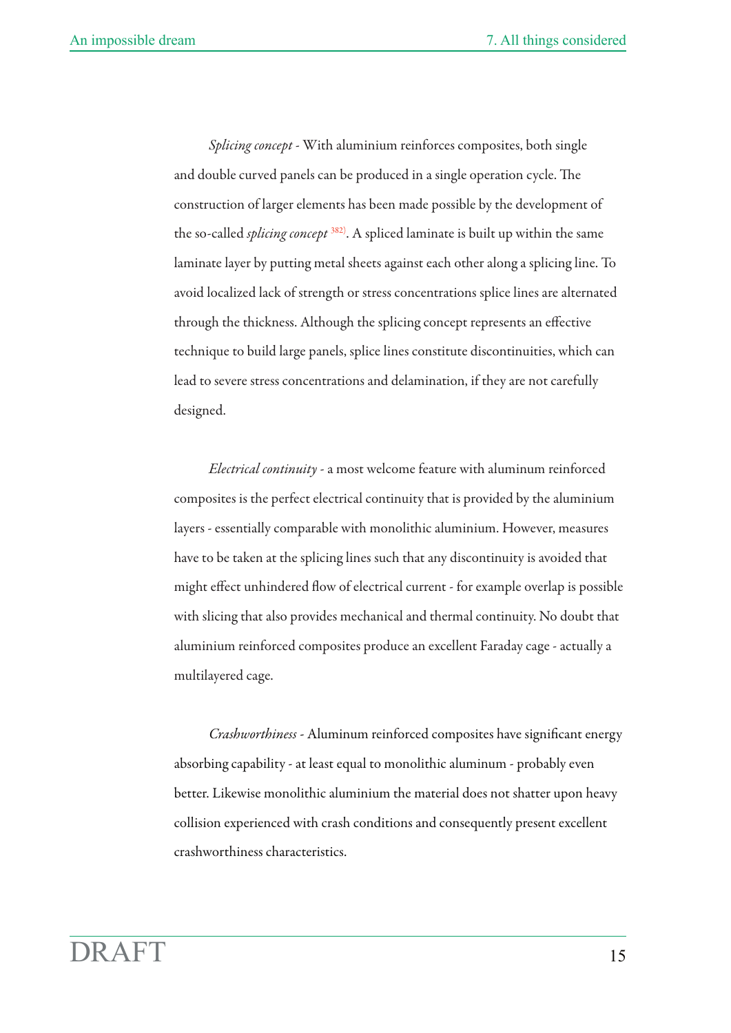*Splicing concept* - With aluminium reinforces composites, both single and double curved panels can be produced in a single operation cycle. The construction of larger elements has been made possible by the development of the so-called *splicing concept* [382]. A spliced laminate is built up within the same laminate layer by putting metal sheets against each other along a splicing line. To avoid localized lack of strength or stress concentrations splice lines are alternated through the thickness. Although the splicing concept represents an effective technique to build large panels, splice lines constitute discontinuities, which can lead to severe stress concentrations and delamination, if they are not carefully designed.

*Electrical continuity* - a most welcome feature with aluminum reinforced composites is the perfect electrical continuity that is provided by the aluminium layers - essentially comparable with monolithic aluminium. However, measures have to be taken at the splicing lines such that any discontinuity is avoided that might effect unhindered flow of electrical current - for example overlap is possible with slicing that also provides mechanical and thermal continuity. No doubt that aluminium reinforced composites produce an excellent Faraday cage - actually a multilayered cage.

*Crashworthiness* - Aluminum reinforced composites have significant energy absorbing capability - at least equal to monolithic aluminum - probably even better. Likewise monolithic aluminium the material does not shatter upon heavy collision experienced with crash conditions and consequently present excellent crashworthiness characteristics.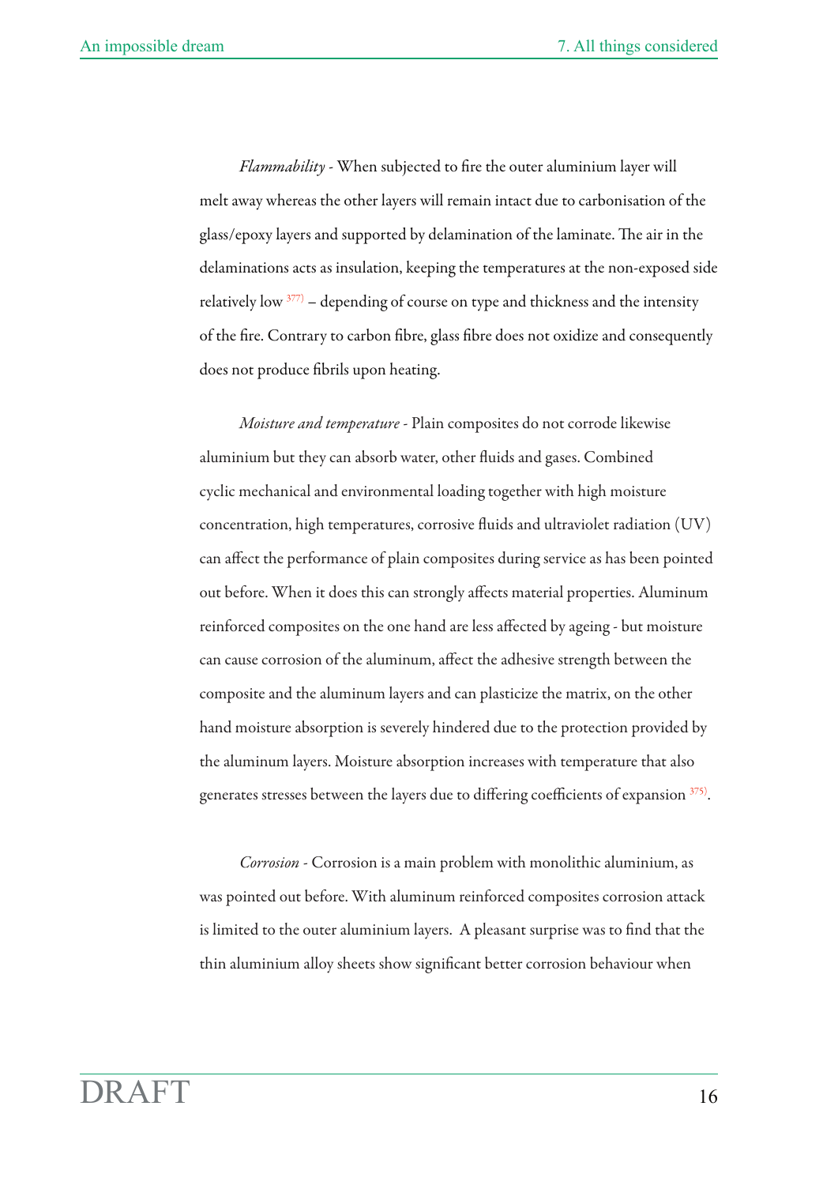*Flammability* - When subjected to fire the outer aluminium layer will melt away whereas the other layers will remain intact due to carbonisation of the glass/epoxy layers and supported by delamination of the laminate. The air in the delaminations acts as insulation, keeping the temperatures at the non-exposed side relatively low [377] – depending of course on type and thickness and the intensity of the fire. Contrary to carbon fibre, glass fibre does not oxidize and consequently does not produce fibrils upon heating.

*Moisture and temperature* - Plain composites do not corrode likewise aluminium but they can absorb water, other fluids and gases. Combined cyclic mechanical and environmental loading together with high moisture concentration, high temperatures, corrosive fluids and ultraviolet radiation (UV) can affect the performance of plain composites during service as has been pointed out before. When it does this can strongly affects material properties. Aluminum reinforced composites on the one hand are less affected by ageing - but moisture can cause corrosion of the aluminum, affect the adhesive strength between the composite and the aluminum layers and can plasticize the matrix, on the other hand moisture absorption is severely hindered due to the protection provided by the aluminum layers. Moisture absorption increases with temperature that also generates stresses between the layers due to differing coefficients of expansion [375].

*Corrosion* - Corrosion is a main problem with monolithic aluminium, as was pointed out before. With aluminum reinforced composites corrosion attack is limited to the outer aluminium layers. A pleasant surprise was to find that the thin aluminium alloy sheets show significant better corrosion behaviour when

DRAFT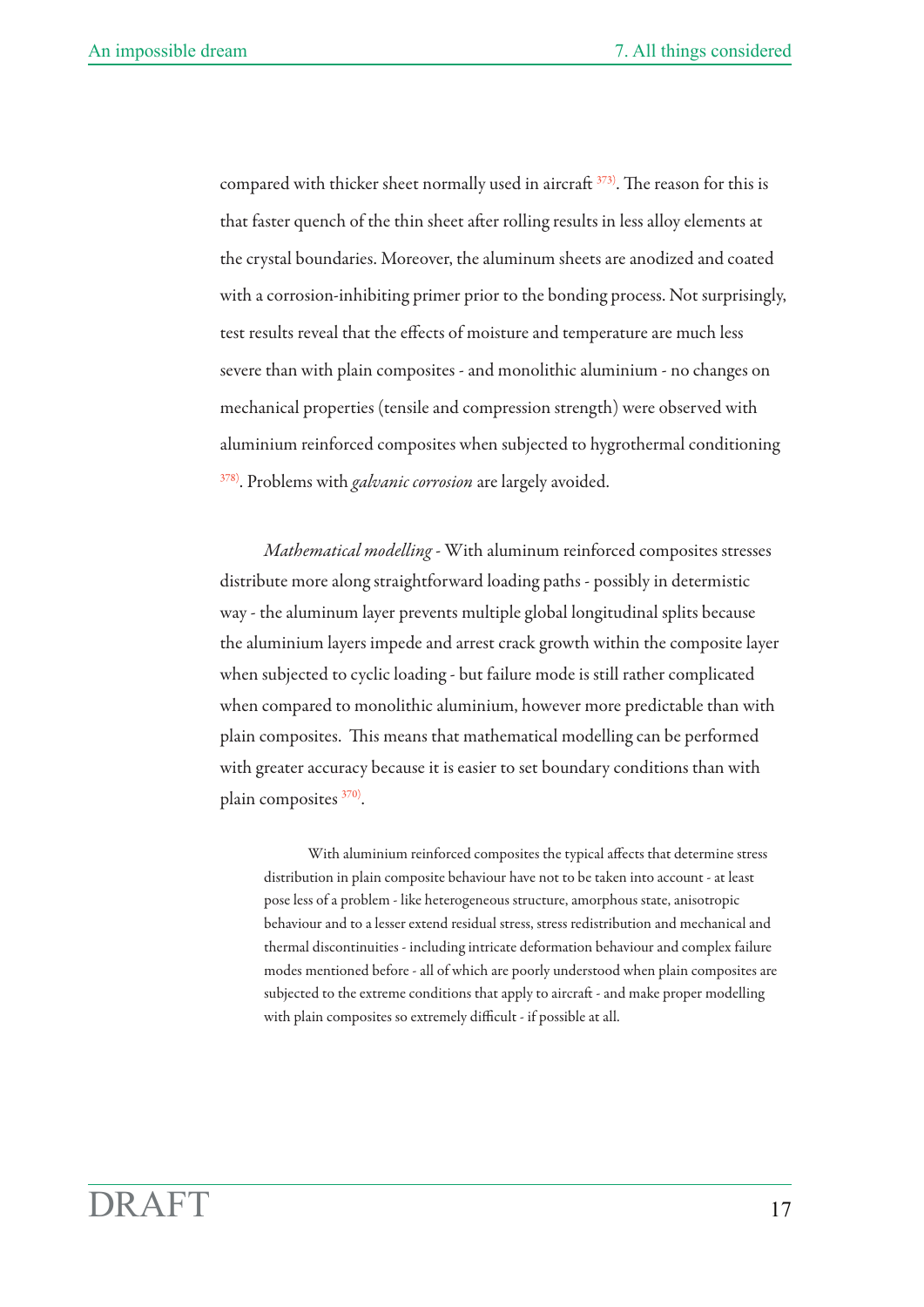compared with thicker sheet normally used in aircraft [373]. The reason for this is that faster quench of the thin sheet after rolling results in less alloy elements at the crystal boundaries. Moreover, the aluminum sheets are anodized and coated with a corrosion-inhibiting primer prior to the bonding process. Not surprisingly, test results reveal that the effects of moisture and temperature are much less severe than with plain composites - and monolithic aluminium - no changes on mechanical properties (tensile and compression strength) were observed with aluminium reinforced composites when subjected to hygrothermal conditioning [378]. Problems with *galvanic corrosion* are largely avoided.

*Mathematical modelling* - With aluminum reinforced composites stresses distribute more along straightforward loading paths - possibly in determistic way - the aluminum layer prevents multiple global longitudinal splits because the aluminium layers impede and arrest crack growth within the composite layer when subjected to cyclic loading - but failure mode is still rather complicated when compared to monolithic aluminium, however more predictable than with plain composites. This means that mathematical modelling can be performed with greater accuracy because it is easier to set boundary conditions than with plain composites [370].

> With aluminium reinforced composites the typical affects that determine stress distribution in plain composite behaviour have not to be taken into account - at least pose less of a problem - like heterogeneous structure, amorphous state, anisotropic behaviour and to a lesser extend residual stress, stress redistribution and mechanical and thermal discontinuities - including intricate deformation behaviour and complex failure modes mentioned before - all of which are poorly understood when plain composites are subjected to the extreme conditions that apply to aircraft - and make proper modelling with plain composites so extremely difficult - if possible at all.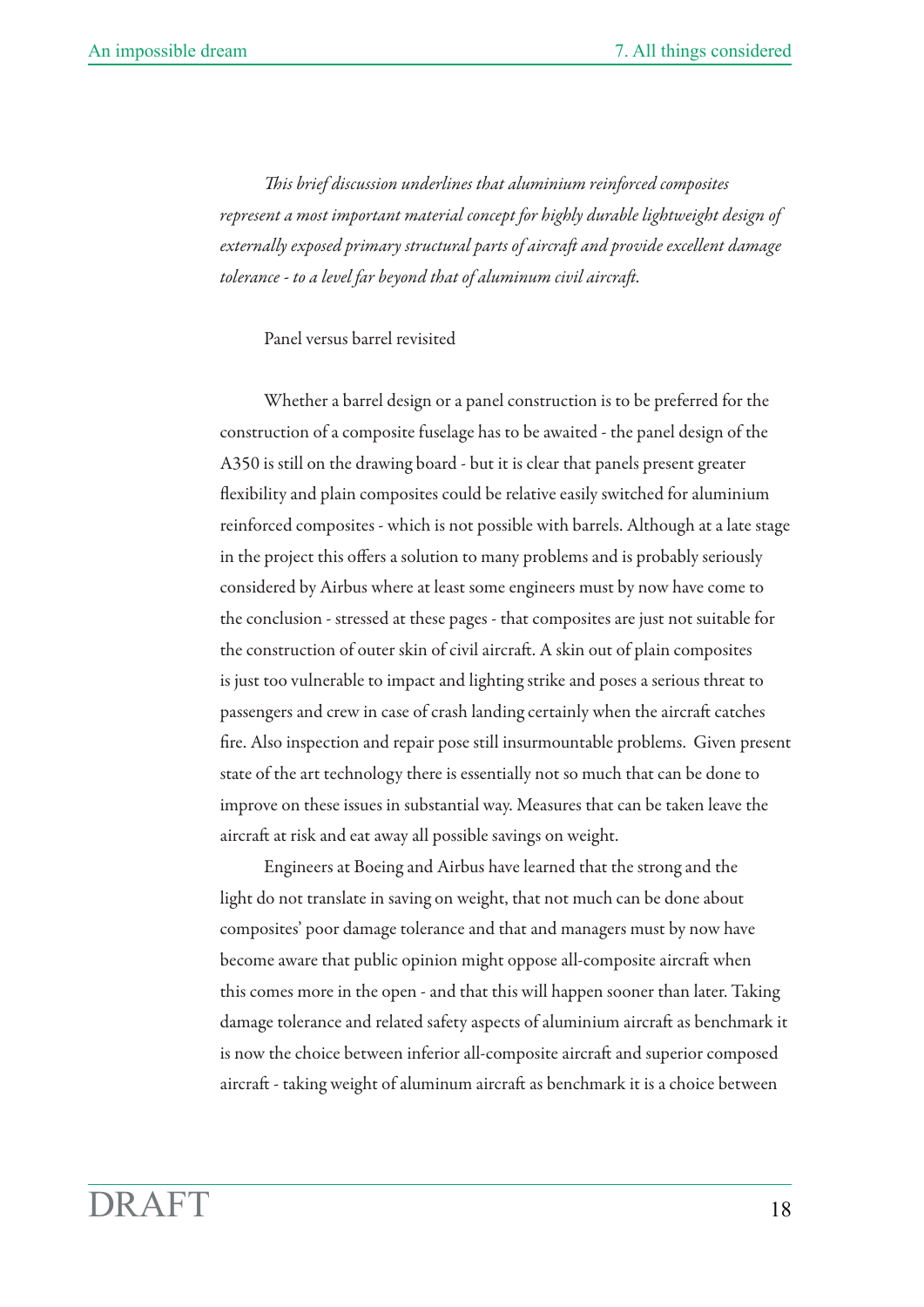*This brief discussion underlines that aluminium reinforced composites represent a most important material concept for highly durable lightweight design of externally exposed primary structural parts of aircraft and provide excellent damage tolerance - to a level far beyond that of aluminum civil aircraft.*

Panel versus barrel revisited

Whether a barrel design or a panel construction is to be preferred for the construction of a composite fuselage has to be awaited - the panel design of the A350 is still on the drawing board - but it is clear that panels present greater flexibility and plain composites could be relative easily switched for aluminium reinforced composites - which is not possible with barrels. Although at a late stage in the project this offers a solution to many problems and is probably seriously considered by Airbus where at least some engineers must by now have come to the conclusion - stressed at these pages - that composites are just not suitable for the construction of outer skin of civil aircraft. A skin out of plain composites is just too vulnerable to impact and lighting strike and poses a serious threat to passengers and crew in case of crash landing certainly when the aircraft catches fire. Also inspection and repair pose still insurmountable problems. Given present state of the art technology there is essentially not so much that can be done to improve on these issues in substantial way. Measures that can be taken leave the aircraft at risk and eat away all possible savings on weight.

Engineers at Boeing and Airbus have learned that the strong and the light do not translate in saving on weight, that not much can be done about composites' poor damage tolerance and that and managers must by now have become aware that public opinion might oppose all-composite aircraft when this comes more in the open - and that this will happen sooner than later. Taking damage tolerance and related safety aspects of aluminium aircraft as benchmark it is now the choice between inferior all-composite aircraft and superior composed aircraft - taking weight of aluminum aircraft as benchmark it is a choice between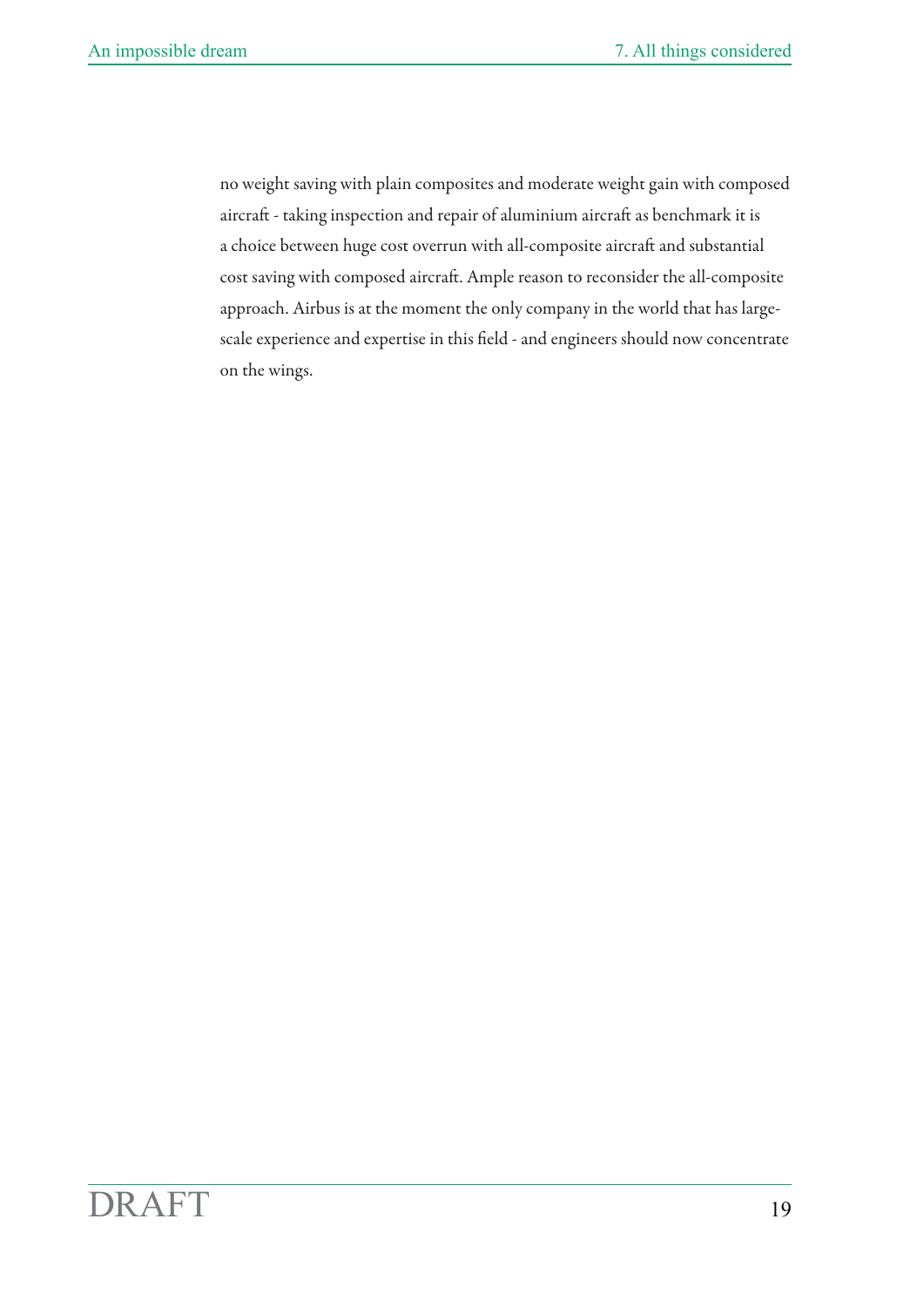no weight saving with plain composites and moderate weight gain with composed aircraft - taking inspection and repair of aluminium aircraft as benchmark it is a choice between huge cost overrun with all-composite aircraft and substantial cost saving with composed aircraft. Ample reason to reconsider the all-composite approach. Airbus is at the moment the only company in the world that has large-scale experience and expertise in this field - and engineers should now concentrate on the wings.